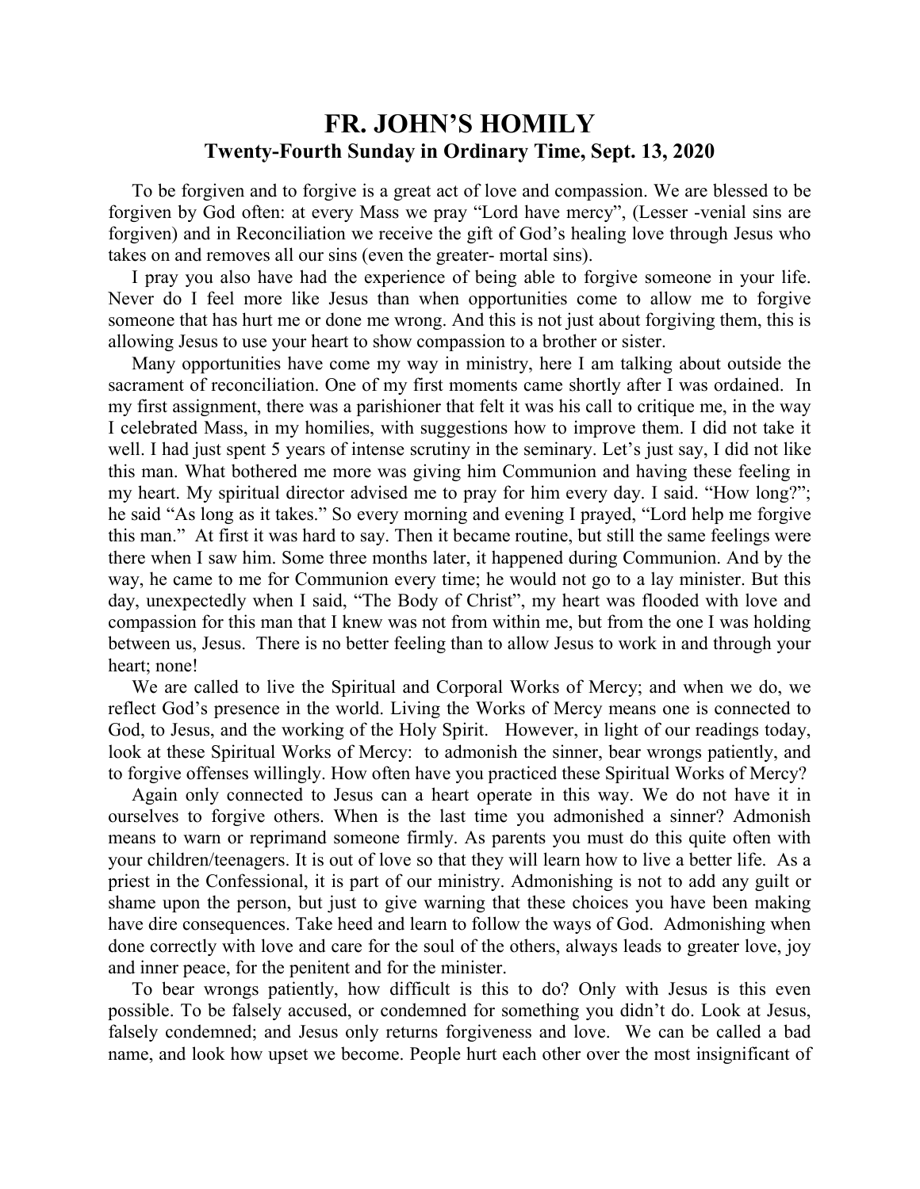# FR. JOHN'S HOMILY

## Twenty-Fourth Sunday in Ordinary Time, Sept. 13, 2020

To be forgiven and to forgive is a great act of love and compassion. We are blessed to be forgiven by God often: at every Mass we pray "Lord have mercy", (Lesser -venial sins are forgiven) and in Reconciliation we receive the gift of God's healing love through Jesus who takes on and removes all our sins (even the greater- mortal sins).

I pray you also have had the experience of being able to forgive someone in your life. Never do I feel more like Jesus than when opportunities come to allow me to forgive someone that has hurt me or done me wrong. And this is not just about forgiving them, this is allowing Jesus to use your heart to show compassion to a brother or sister.

Many opportunities have come my way in ministry, here I am talking about outside the sacrament of reconciliation. One of my first moments came shortly after I was ordained. In my first assignment, there was a parishioner that felt it was his call to critique me, in the way I celebrated Mass, in my homilies, with suggestions how to improve them. I did not take it well. I had just spent 5 years of intense scrutiny in the seminary. Let's just say, I did not like this man. What bothered me more was giving him Communion and having these feeling in my heart. My spiritual director advised me to pray for him every day. I said. "How long?"; he said "As long as it takes." So every morning and evening I prayed, "Lord help me forgive this man." At first it was hard to say. Then it became routine, but still the same feelings were there when I saw him. Some three months later, it happened during Communion. And by the way, he came to me for Communion every time; he would not go to a lay minister. But this day, unexpectedly when I said, "The Body of Christ", my heart was flooded with love and compassion for this man that I knew was not from within me, but from the one I was holding between us, Jesus. There is no better feeling than to allow Jesus to work in and through your heart; none!

We are called to live the Spiritual and Corporal Works of Mercy; and when we do, we reflect God's presence in the world. Living the Works of Mercy means one is connected to God, to Jesus, and the working of the Holy Spirit. However, in light of our readings today, look at these Spiritual Works of Mercy: to admonish the sinner, bear wrongs patiently, and to forgive offenses willingly. How often have you practiced these Spiritual Works of Mercy?

Again only connected to Jesus can a heart operate in this way. We do not have it in ourselves to forgive others. When is the last time you admonished a sinner? Admonish means to warn or reprimand someone firmly. As parents you must do this quite often with your children/teenagers. It is out of love so that they will learn how to live a better life. As a priest in the Confessional, it is part of our ministry. Admonishing is not to add any guilt or shame upon the person, but just to give warning that these choices you have been making have dire consequences. Take heed and learn to follow the ways of God. Admonishing when done correctly with love and care for the soul of the others, always leads to greater love, joy and inner peace, for the penitent and for the minister.

To bear wrongs patiently, how difficult is this to do? Only with Jesus is this even possible. To be falsely accused, or condemned for something you didn't do. Look at Jesus, falsely condemned; and Jesus only returns forgiveness and love. We can be called a bad name, and look how upset we become. People hurt each other over the most insignificant of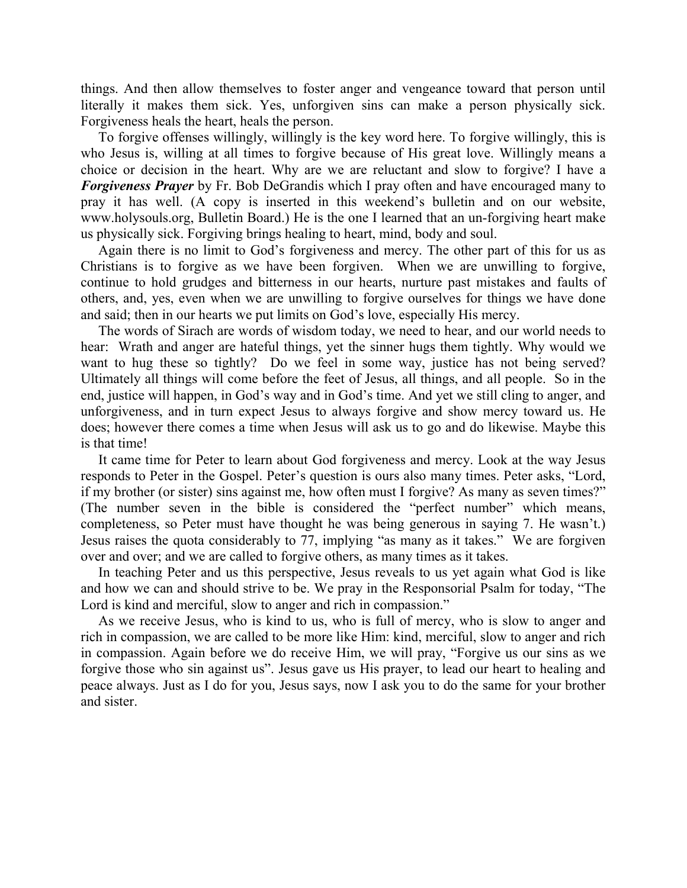things. And then allow themselves to foster anger and vengeance toward that person until literally it makes them sick. Yes, unforgiven sins can make a person physically sick. Forgiveness heals the heart, heals the person.

To forgive offenses willingly, willingly is the key word here. To forgive willingly, this is who Jesus is, willing at all times to forgive because of His great love. Willingly means a choice or decision in the heart. Why are we are reluctant and slow to forgive? I have a ***Forgiveness Prayer*** by Fr. Bob DeGrandis which I pray often and have encouraged many to pray it has well. (A copy is inserted in this weekend's bulletin and on our website, www.holysouls.org, Bulletin Board.) He is the one I learned that an un-forgiving heart make us physically sick. Forgiving brings healing to heart, mind, body and soul.

Again there is no limit to God's forgiveness and mercy. The other part of this for us as Christians is to forgive as we have been forgiven. When we are unwilling to forgive, continue to hold grudges and bitterness in our hearts, nurture past mistakes and faults of others, and, yes, even when we are unwilling to forgive ourselves for things we have done and said; then in our hearts we put limits on God's love, especially His mercy.

The words of Sirach are words of wisdom today, we need to hear, and our world needs to hear: Wrath and anger are hateful things, yet the sinner hugs them tightly. Why would we want to hug these so tightly? Do we feel in some way, justice has not being served? Ultimately all things will come before the feet of Jesus, all things, and all people. So in the end, justice will happen, in God's way and in God's time. And yet we still cling to anger, and unforgiveness, and in turn expect Jesus to always forgive and show mercy toward us. He does; however there comes a time when Jesus will ask us to go and do likewise. Maybe this is that time!

It came time for Peter to learn about God forgiveness and mercy. Look at the way Jesus responds to Peter in the Gospel. Peter's question is ours also many times. Peter asks, "Lord, if my brother (or sister) sins against me, how often must I forgive? As many as seven times?" (The number seven in the bible is considered the "perfect number" which means, completeness, so Peter must have thought he was being generous in saying 7. He wasn't.) Jesus raises the quota considerably to 77, implying "as many as it takes." We are forgiven over and over; and we are called to forgive others, as many times as it takes.

In teaching Peter and us this perspective, Jesus reveals to us yet again what God is like and how we can and should strive to be. We pray in the Responsorial Psalm for today, "The Lord is kind and merciful, slow to anger and rich in compassion."

As we receive Jesus, who is kind to us, who is full of mercy, who is slow to anger and rich in compassion, we are called to be more like Him: kind, merciful, slow to anger and rich in compassion. Again before we do receive Him, we will pray, "Forgive us our sins as we forgive those who sin against us". Jesus gave us His prayer, to lead our heart to healing and peace always. Just as I do for you, Jesus says, now I ask you to do the same for your brother and sister.